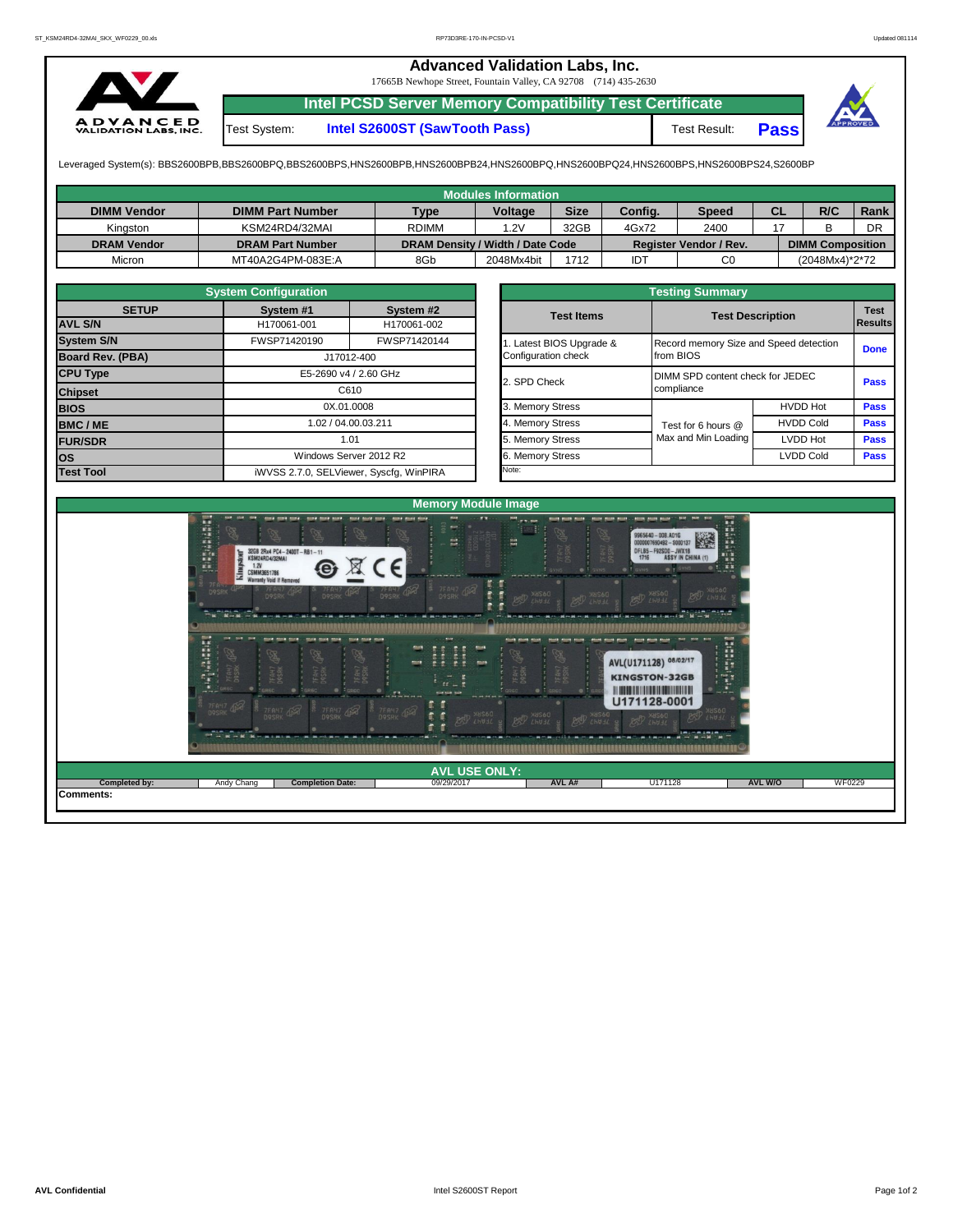# Advanced Validation Labs, Inc.

17665B Newhope Street, Fountain Valley, CA 92708 (714) 435-2630

## Intel PCSD Server Memory Compatibility Test Certificate

| Test System: | Intel S2600ST (SawTooth Pass) | Test Result: | Pass |
|---|---|---|---|

Leveraged System(s): BBS2600BPB,BBS2600BPQ,BBS2600BPS,HNS2600BPB,HNS2600BPB24,HNS2600BPQ,HNS2600BPQ24,HNS2600BPS,HNS2600BPS24,S2600BP

## Modules Information

| DIMM Vendor | DIMM Part Number | Type | Voltage | Size | Config. | Speed | CL | R/C | Rank |
|---|---|---|---|---|---|---|---|---|---|
| Kingston | KSM24RD4/32MAI | RDIMM | 1.2V | 32GB | 4Gx72 | 2400 | 17 | B | DR |
| **DRAM Vendor** | **DRAM Part Number** | **DRAM Density / Width / Date Code** | | | **Register Vendor / Rev.** | | **DIMM Composition** | | |
| Micron | MT40A2G4PM-083E:A | 8Gb | 2048Mx4bit | 1712 | IDT | C0 | (2048Mx4)*2*72 | | |

## System Configuration

| SETUP | System #1 | System #2 |
|---|---|---|
| AVL S/N | H170061-001 | H170061-002 |
| System S/N | FWSP71420190 | FWSP71420144 |
| Board Rev. (PBA) | J17012-400 | |
| CPU Type | E5-2690 v4 / 2.60 GHz | |
| Chipset | C610 | |
| BIOS | 0X.01.0008 | |
| BMC / ME | 1.02 / 04.00.03.211 | |
| FUR/SDR | 1.01 | |
| OS | Windows Server 2012 R2 | |
| Test Tool | iWVSS 2.7.0, SELViewer, Syscfg, WinPIRA | |

## Testing Summary

| Test Items | Test Description | | Test Results |
|---|---|---|---|
| 1. Latest BIOS Upgrade & Configuration check | Record memory Size and Speed detection from BIOS | | Done |
| 2. SPD Check | DIMM SPD content check for JEDEC compliance | | Pass |
| 3. Memory Stress | Test for 6 hours @ Max and Min Loading | HVDD Hot | Pass |
| 4. Memory Stress | | HVDD Cold | Pass |
| 5. Memory Stress | | LVDD Hot | Pass |
| 6. Memory Stress | | LVDD Cold | Pass |

Note:

## Memory Module Image

## AVL USE ONLY:

| Completed by: | Andy Chang | Completion Date: | 09/29/2017 | AVL A# | U171128 | AVL W/O | WF0229 |
|---|---|---|---|---|---|---|---|

Comments: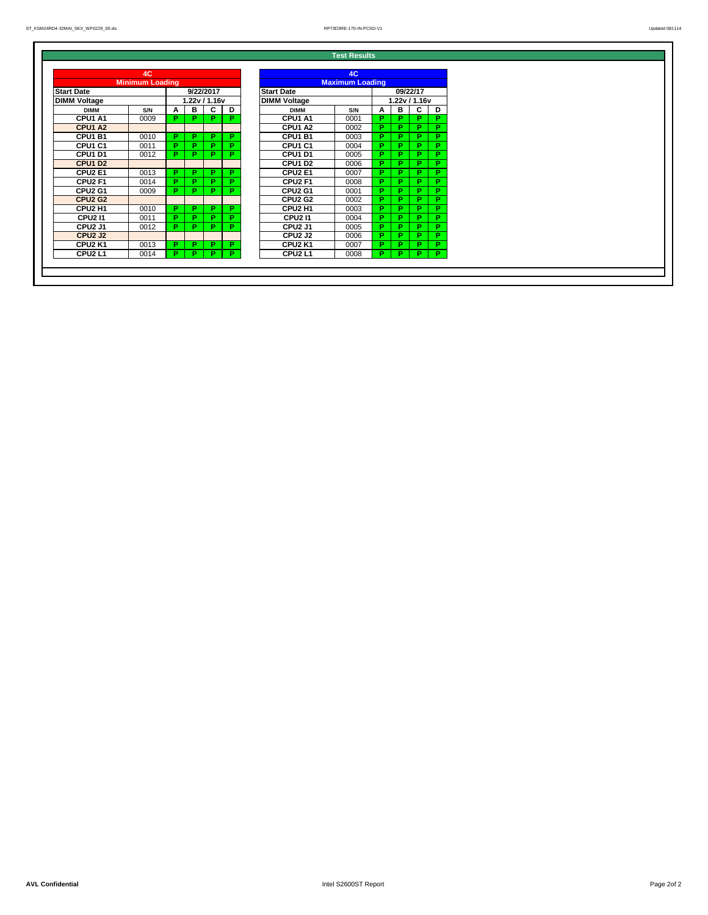## Test Results

| 4C Minimum Loading | | | | | |
|---|---|---|---|---|---|
| **Start Date** | | 9/22/2017 | | | |
| **DIMM Voltage** | | 1.22v / 1.16v | | | |
| **DIMM** | **S/N** | **A** | **B** | **C** | **D** |
| **CPU1 A1** | 0009 | P | P | P | P |
| **CPU1 A2** | | | | | |
| **CPU1 B1** | 0010 | P | P | P | P |
| **CPU1 C1** | 0011 | P | P | P | P |
| **CPU1 D1** | 0012 | P | P | P | P |
| **CPU1 D2** | | | | | |
| **CPU2 E1** | 0013 | P | P | P | P |
| **CPU2 F1** | 0014 | P | P | P | P |
| **CPU2 G1** | 0009 | P | P | P | P |
| **CPU2 G2** | | | | | |
| **CPU2 H1** | 0010 | P | P | P | P |
| **CPU2 I1** | 0011 | P | P | P | P |
| **CPU2 J1** | 0012 | P | P | P | P |
| **CPU2 J2** | | | | | |
| **CPU2 K1** | 0013 | P | P | P | P |
| **CPU2 L1** | 0014 | P | P | P | P |

| 4C Maximum Loading | | | | | |
|---|---|---|---|---|---|
| **Start Date** | | 09/22/17 | | | |
| **DIMM Voltage** | | 1.22v / 1.16v | | | |
| **DIMM** | **S/N** | **A** | **B** | **C** | **D** |
| **CPU1 A1** | 0001 | P | P | P | P |
| **CPU1 A2** | 0002 | P | P | P | P |
| **CPU1 B1** | 0003 | P | P | P | P |
| **CPU1 C1** | 0004 | P | P | P | P |
| **CPU1 D1** | 0005 | P | P | P | P |
| **CPU1 D2** | 0006 | P | P | P | P |
| **CPU2 E1** | 0007 | P | P | P | P |
| **CPU2 F1** | 0008 | P | P | P | P |
| **CPU2 G1** | 0001 | P | P | P | P |
| **CPU2 G2** | 0002 | P | P | P | P |
| **CPU2 H1** | 0003 | P | P | P | P |
| **CPU2 I1** | 0004 | P | P | P | P |
| **CPU2 J1** | 0005 | P | P | P | P |
| **CPU2 J2** | 0006 | P | P | P | P |
| **CPU2 K1** | 0007 | P | P | P | P |
| **CPU2 L1** | 0008 | P | P | P | P |